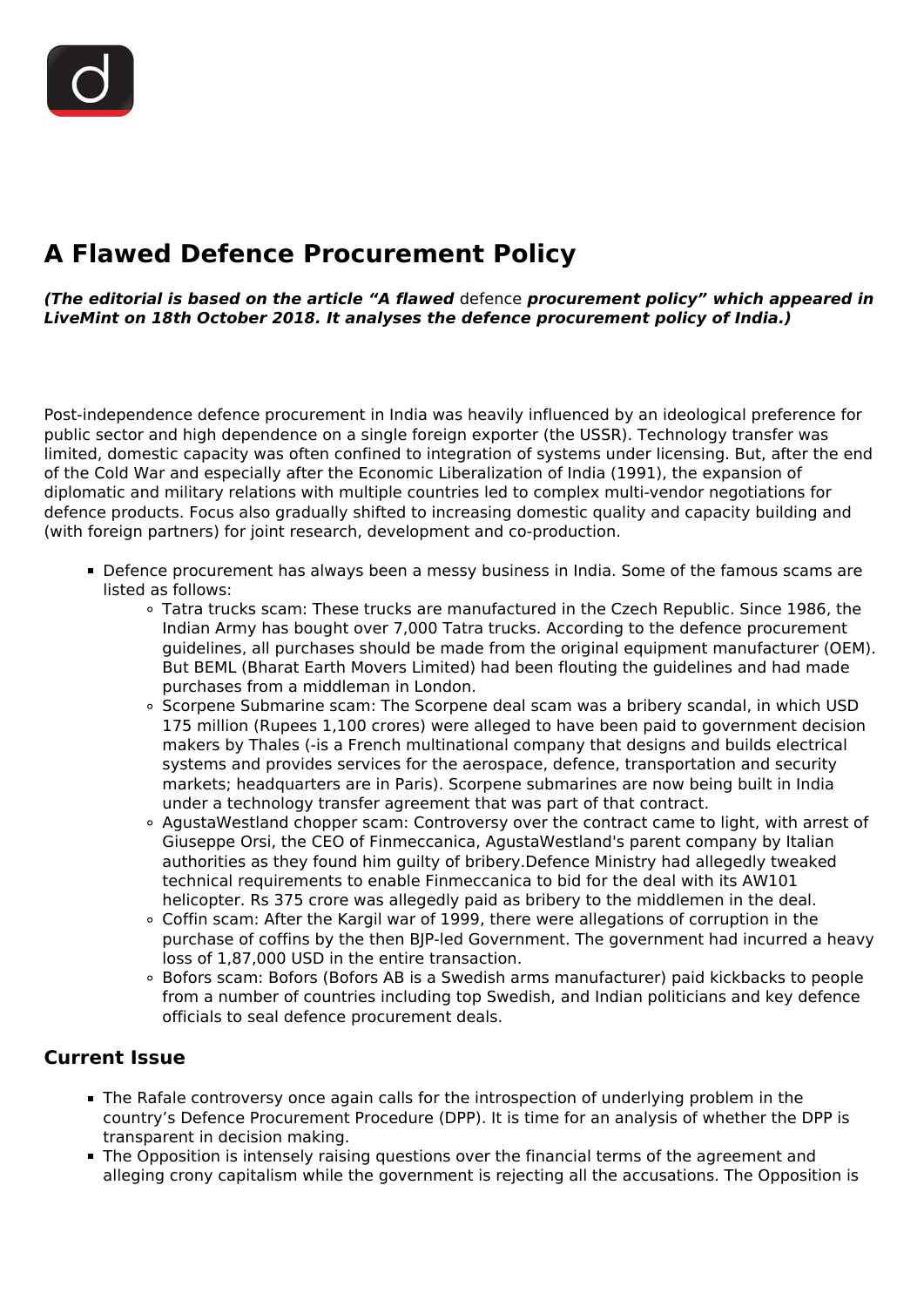# A Flawed Defence Procurement Policy

***(The editorial is based on the article "A flawed** defence **procurement policy" which appeared in LiveMint on 18th October 2018. It analyses the defence procurement policy of India.)***

Post-independence defence procurement in India was heavily influenced by an ideological preference for public sector and high dependence on a single foreign exporter (the USSR). Technology transfer was limited, domestic capacity was often confined to integration of systems under licensing. But, after the end of the Cold War and especially after the Economic Liberalization of India (1991), the expansion of diplomatic and military relations with multiple countries led to complex multi-vendor negotiations for defence products. Focus also gradually shifted to increasing domestic quality and capacity building and (with foreign partners) for joint research, development and co-production.

- Defence procurement has always been a messy business in India. Some of the famous scams are listed as follows:
  - Tatra trucks scam: These trucks are manufactured in the Czech Republic. Since 1986, the Indian Army has bought over 7,000 Tatra trucks. According to the defence procurement guidelines, all purchases should be made from the original equipment manufacturer (OEM). But BEML (Bharat Earth Movers Limited) had been flouting the guidelines and had made purchases from a middleman in London.
  - Scorpene Submarine scam: The Scorpene deal scam was a bribery scandal, in which USD 175 million (Rupees 1,100 crores) were alleged to have been paid to government decision makers by Thales (-is a French multinational company that designs and builds electrical systems and provides services for the aerospace, defence, transportation and security markets; headquarters are in Paris). Scorpene submarines are now being built in India under a technology transfer agreement that was part of that contract.
  - AgustaWestland chopper scam: Controversy over the contract came to light, with arrest of Giuseppe Orsi, the CEO of Finmeccanica, AgustaWestland's parent company by Italian authorities as they found him guilty of bribery.Defence Ministry had allegedly tweaked technical requirements to enable Finmeccanica to bid for the deal with its AW101 helicopter. Rs 375 crore was allegedly paid as bribery to the middlemen in the deal.
  - Coffin scam: After the Kargil war of 1999, there were allegations of corruption in the purchase of coffins by the then BJP-led Government. The government had incurred a heavy loss of 1,87,000 USD in the entire transaction.
  - Bofors scam: Bofors (Bofors AB is a Swedish arms manufacturer) paid kickbacks to people from a number of countries including top Swedish, and Indian politicians and key defence officials to seal defence procurement deals.

## Current Issue

- The Rafale controversy once again calls for the introspection of underlying problem in the country's Defence Procurement Procedure (DPP). It is time for an analysis of whether the DPP is transparent in decision making.
- The Opposition is intensely raising questions over the financial terms of the agreement and alleging crony capitalism while the government is rejecting all the accusations. The Opposition is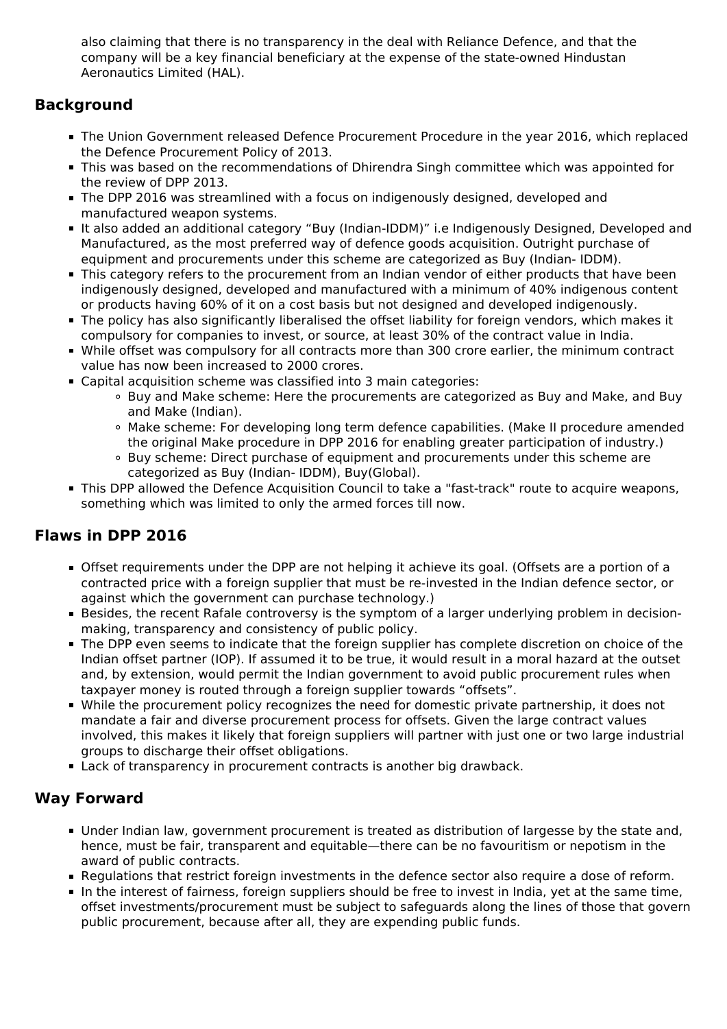also claiming that there is no transparency in the deal with Reliance Defence, and that the company will be a key financial beneficiary at the expense of the state-owned Hindustan Aeronautics Limited (HAL).

## Background

- The Union Government released Defence Procurement Procedure in the year 2016, which replaced the Defence Procurement Policy of 2013.
- This was based on the recommendations of Dhirendra Singh committee which was appointed for the review of DPP 2013.
- The DPP 2016 was streamlined with a focus on indigenously designed, developed and manufactured weapon systems.
- It also added an additional category "Buy (Indian-IDDM)" i.e Indigenously Designed, Developed and Manufactured, as the most preferred way of defence goods acquisition. Outright purchase of equipment and procurements under this scheme are categorized as Buy (Indian- IDDM).
- This category refers to the procurement from an Indian vendor of either products that have been indigenously designed, developed and manufactured with a minimum of 40% indigenous content or products having 60% of it on a cost basis but not designed and developed indigenously.
- The policy has also significantly liberalised the offset liability for foreign vendors, which makes it compulsory for companies to invest, or source, at least 30% of the contract value in India.
- While offset was compulsory for all contracts more than 300 crore earlier, the minimum contract value has now been increased to 2000 crores.
- Capital acquisition scheme was classified into 3 main categories:
  - Buy and Make scheme: Here the procurements are categorized as Buy and Make, and Buy and Make (Indian).
  - Make scheme: For developing long term defence capabilities. (Make II procedure amended the original Make procedure in DPP 2016 for enabling greater participation of industry.)
  - Buy scheme: Direct purchase of equipment and procurements under this scheme are categorized as Buy (Indian- IDDM), Buy(Global).
- This DPP allowed the Defence Acquisition Council to take a "fast-track" route to acquire weapons, something which was limited to only the armed forces till now.

## Flaws in DPP 2016

- Offset requirements under the DPP are not helping it achieve its goal. (Offsets are a portion of a contracted price with a foreign supplier that must be re-invested in the Indian defence sector, or against which the government can purchase technology.)
- Besides, the recent Rafale controversy is the symptom of a larger underlying problem in decision-making, transparency and consistency of public policy.
- The DPP even seems to indicate that the foreign supplier has complete discretion on choice of the Indian offset partner (IOP). If assumed it to be true, it would result in a moral hazard at the outset and, by extension, would permit the Indian government to avoid public procurement rules when taxpayer money is routed through a foreign supplier towards "offsets".
- While the procurement policy recognizes the need for domestic private partnership, it does not mandate a fair and diverse procurement process for offsets. Given the large contract values involved, this makes it likely that foreign suppliers will partner with just one or two large industrial groups to discharge their offset obligations.
- Lack of transparency in procurement contracts is another big drawback.

## Way Forward

- Under Indian law, government procurement is treated as distribution of largesse by the state and, hence, must be fair, transparent and equitable—there can be no favouritism or nepotism in the award of public contracts.
- Regulations that restrict foreign investments in the defence sector also require a dose of reform.
- In the interest of fairness, foreign suppliers should be free to invest in India, yet at the same time, offset investments/procurement must be subject to safeguards along the lines of those that govern public procurement, because after all, they are expending public funds.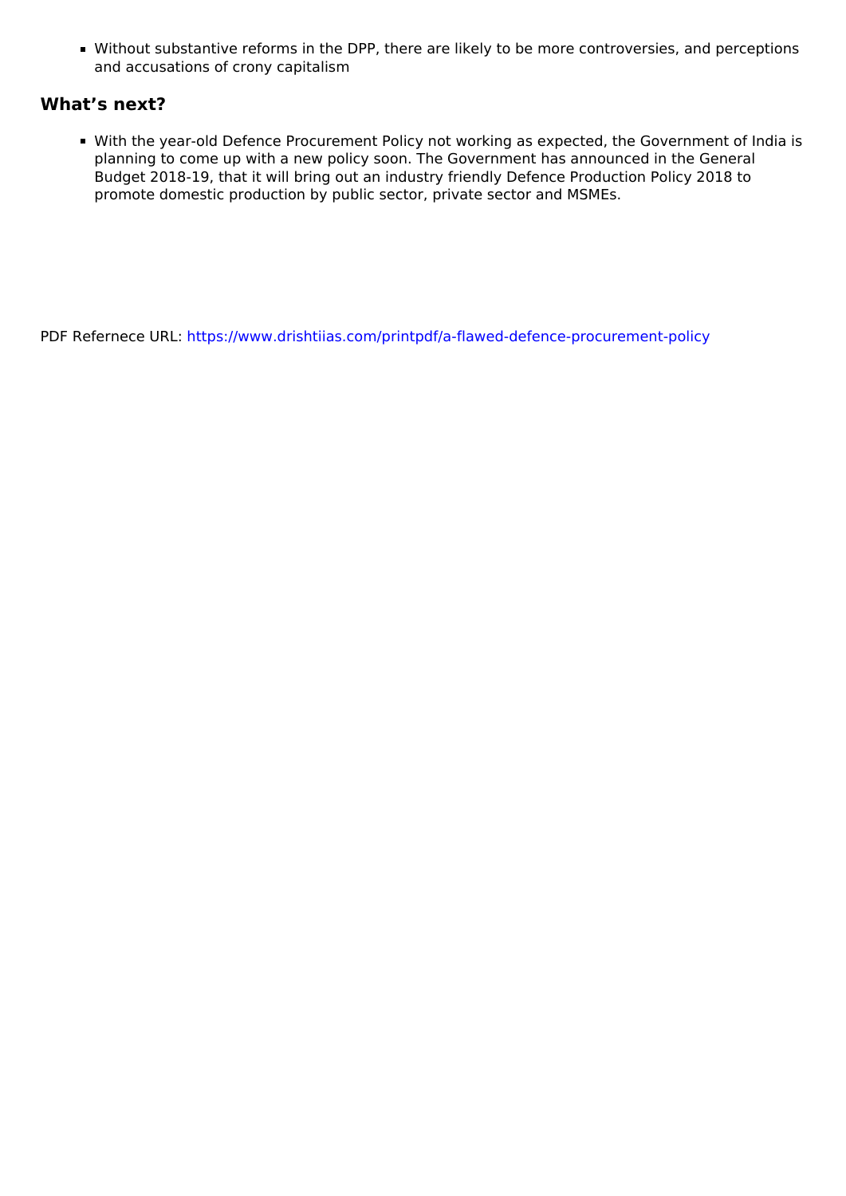- Without substantive reforms in the DPP, there are likely to be more controversies, and perceptions and accusations of crony capitalism

## What's next?

- With the year-old Defence Procurement Policy not working as expected, the Government of India is planning to come up with a new policy soon. The Government has announced in the General Budget 2018-19, that it will bring out an industry friendly Defence Production Policy 2018 to promote domestic production by public sector, private sector and MSMEs.

PDF Refernece URL: https://www.drishtiias.com/printpdf/a-flawed-defence-procurement-policy